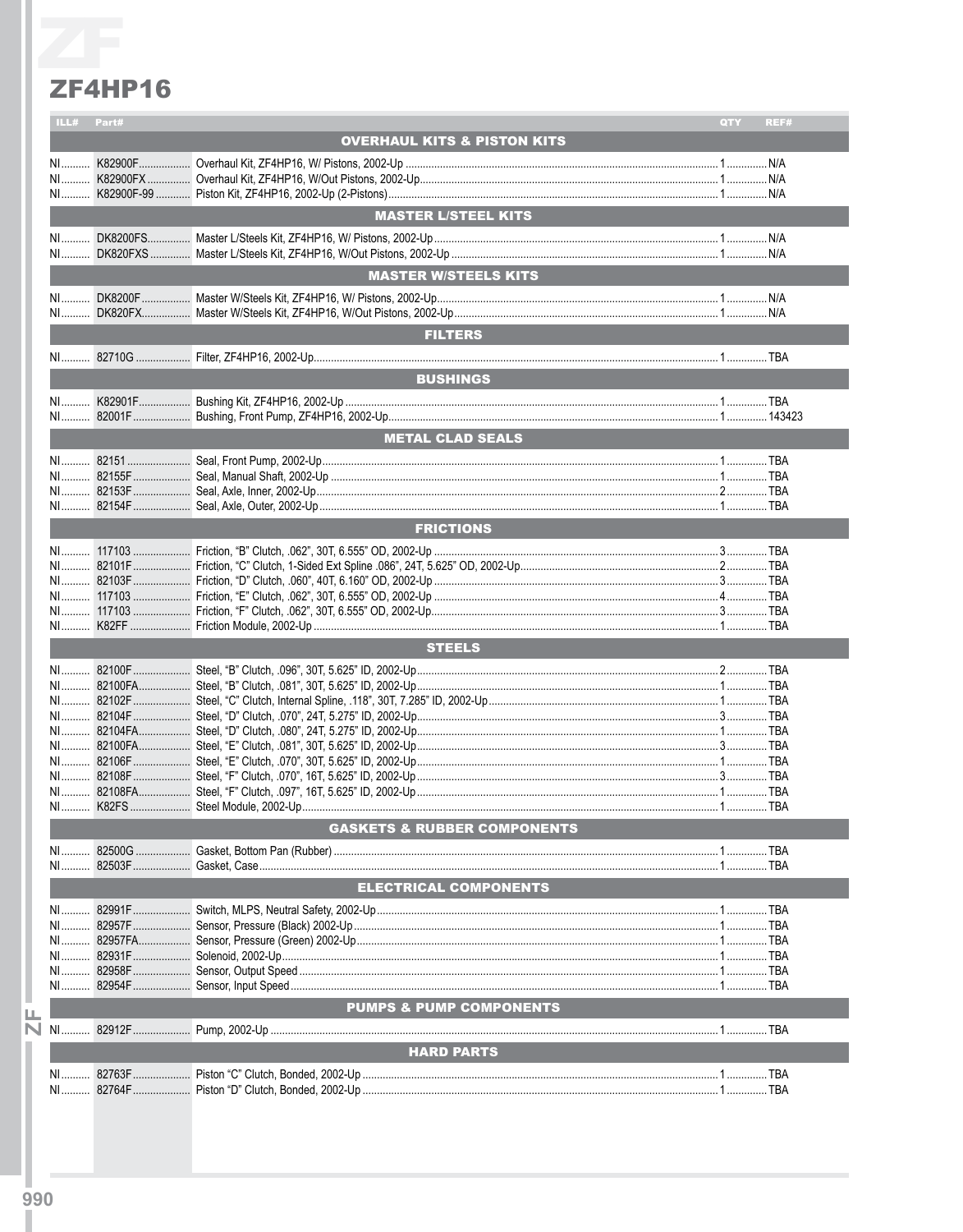# ZF4HP16

| ILL# | Part# | | QTY | REF# |
|---|---|---|---|---|
| | | **OVERHAUL KITS & PISTON KITS** | | |
| NI | K82900F | Overhaul Kit, ZF4HP16, W/ Pistons, 2002-Up | 1 | N/A |
| NI | K82900FX | Overhaul Kit, ZF4HP16, W/Out Pistons, 2002-Up | 1 | N/A |
| NI | K82900F-99 | Piston Kit, ZF4HP16, 2002-Up (2-Pistons) | 1 | N/A |
| | | **MASTER L/STEEL KITS** | | |
| NI | DK8200FS | Master L/Steels Kit, ZF4HP16, W/ Pistons, 2002-Up | 1 | N/A |
| NI | DK820FXS | Master L/Steels Kit, ZF4HP16, W/Out Pistons, 2002-Up | 1 | N/A |
| | | **MASTER W/STEELS KITS** | | |
| NI | DK8200F | Master W/Steels Kit, ZF4HP16, W/ Pistons, 2002-Up | 1 | N/A |
| NI | DK820FX | Master W/Steels Kit, ZF4HP16, W/Out Pistons, 2002-Up | 1 | N/A |
| | | **FILTERS** | | |
| NI | 82710G | Filter, ZF4HP16, 2002-Up | 1 | TBA |
| | | **BUSHINGS** | | |
| NI | K82901F | Bushing Kit, ZF4HP16, 2002-Up | 1 | TBA |
| NI | 82001F | Bushing, Front Pump, ZF4HP16, 2002-Up | 1 | 143423 |
| | | **METAL CLAD SEALS** | | |
| NI | 82151 | Seal, Front Pump, 2002-Up | 1 | TBA |
| NI | 82155F | Seal, Manual Shaft, 2002-Up | 1 | TBA |
| NI | 82153F | Seal, Axle, Inner, 2002-Up | 2 | TBA |
| NI | 82154F | Seal, Axle, Outer, 2002-Up | 1 | TBA |
| | | **FRICTIONS** | | |
| NI | 117103 | Friction, "B" Clutch, .062", 30T, 6.555" OD, 2002-Up | 3 | TBA |
| NI | 82101F | Friction, "C" Clutch, 1-Sided Ext Spline .086", 24T, 5.625" OD, 2002-Up | 2 | TBA |
| NI | 82103F | Friction, "D" Clutch, .060", 40T, 6.160" OD, 2002-Up | 3 | TBA |
| NI | 117103 | Friction, "E" Clutch, .062", 30T, 6.555" OD, 2002-Up | 4 | TBA |
| NI | 117103 | Friction, "F" Clutch, .062", 30T, 6.555" OD, 2002-Up | 3 | TBA |
| NI | K82FF | Friction Module, 2002-Up | 1 | TBA |
| | | **STEELS** | | |
| NI | 82100F | Steel, "B" Clutch, .096", 30T, 5.625" ID, 2002-Up | 2 | TBA |
| NI | 82100FA | Steel, "B" Clutch, .081", 30T, 5.625" ID, 2002-Up | 1 | TBA |
| NI | 82102F | Steel, "C" Clutch, Internal Spline, .118", 30T, 7.285" ID, 2002-Up | 1 | TBA |
| NI | 82104F | Steel, "D" Clutch, .070", 24T, 5.275" ID, 2002-Up | 3 | TBA |
| NI | 82104FA | Steel, "D" Clutch, .080", 24T, 5.275" ID, 2002-Up | 1 | TBA |
| NI | 82100FA | Steel, "E" Clutch, .081", 30T, 5.625" ID, 2002-Up | 3 | TBA |
| NI | 82106F | Steel, "E" Clutch, .070", 30T, 5.625" ID, 2002-Up | 1 | TBA |
| NI | 82108F | Steel, "F" Clutch, .070", 16T, 5.625" ID, 2002-Up | 3 | TBA |
| NI | 82108FA | Steel, "F" Clutch, .097", 16T, 5.625" ID, 2002-Up | 1 | TBA |
| NI | K82FS | Steel Module, 2002-Up | 1 | TBA |
| | | **GASKETS & RUBBER COMPONENTS** | | |
| NI | 82500G | Gasket, Bottom Pan (Rubber) | 1 | TBA |
| NI | 82503F | Gasket, Case | 1 | TBA |
| | | **ELECTRICAL COMPONENTS** | | |
| NI | 82991F | Switch, MLPS, Neutral Safety, 2002-Up | 1 | TBA |
| NI | 82957F | Sensor, Pressure (Black) 2002-Up | 1 | TBA |
| NI | 82957FA | Sensor, Pressure (Green) 2002-Up | 1 | TBA |
| NI | 82931F | Solenoid, 2002-Up | 1 | TBA |
| NI | 82958F | Sensor, Output Speed | 1 | TBA |
| NI | 82954F | Sensor, Input Speed | 1 | TBA |
| | | **PUMPS & PUMP COMPONENTS** | | |
| NI | 82912F | Pump, 2002-Up | 1 | TBA |
| | | **HARD PARTS** | | |
| NI | 82763F | Piston "C" Clutch, Bonded, 2002-Up | 1 | TBA |
| NI | 82764F | Piston "D" Clutch, Bonded, 2002-Up | 1 | TBA |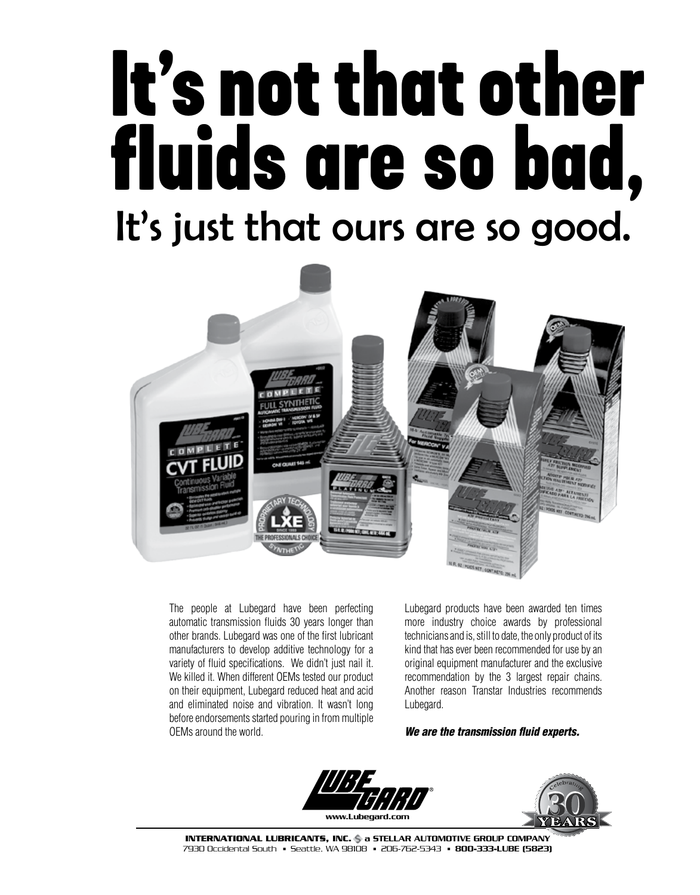# It's not that other fluids are so bad,

## It's just that ours are so good.

The people at Lubegard have been perfecting automatic transmission fluids 30 years longer than other brands. Lubegard was one of the first lubricant manufacturers to develop additive technology for a variety of fluid specifications. We didn't just nail it. We killed it. When different OEMs tested our product on their equipment, Lubegard reduced heat and acid and eliminated noise and vibration. It wasn't long before endorsements started pouring in from multiple OEMs around the world.

Lubegard products have been awarded ten times more industry choice awards by professional technicians and is, still to date, the only product of its kind that has ever been recommended for use by an original equipment manufacturer and the exclusive recommendation by the 3 largest repair chains. Another reason Transtar Industries recommends Lubegard.

***We are the transmission fluid experts.***

LUBEGARD®
www.Lubegard.com

Celebrating 30 YEARS

**INTERNATIONAL LUBRICANTS, INC.** a STELLAR AUTOMOTIVE GROUP COMPANY
7930 Occidental South • Seattle, WA 98108 • 206-762-5343 • **800-333-LUBE (5823)**